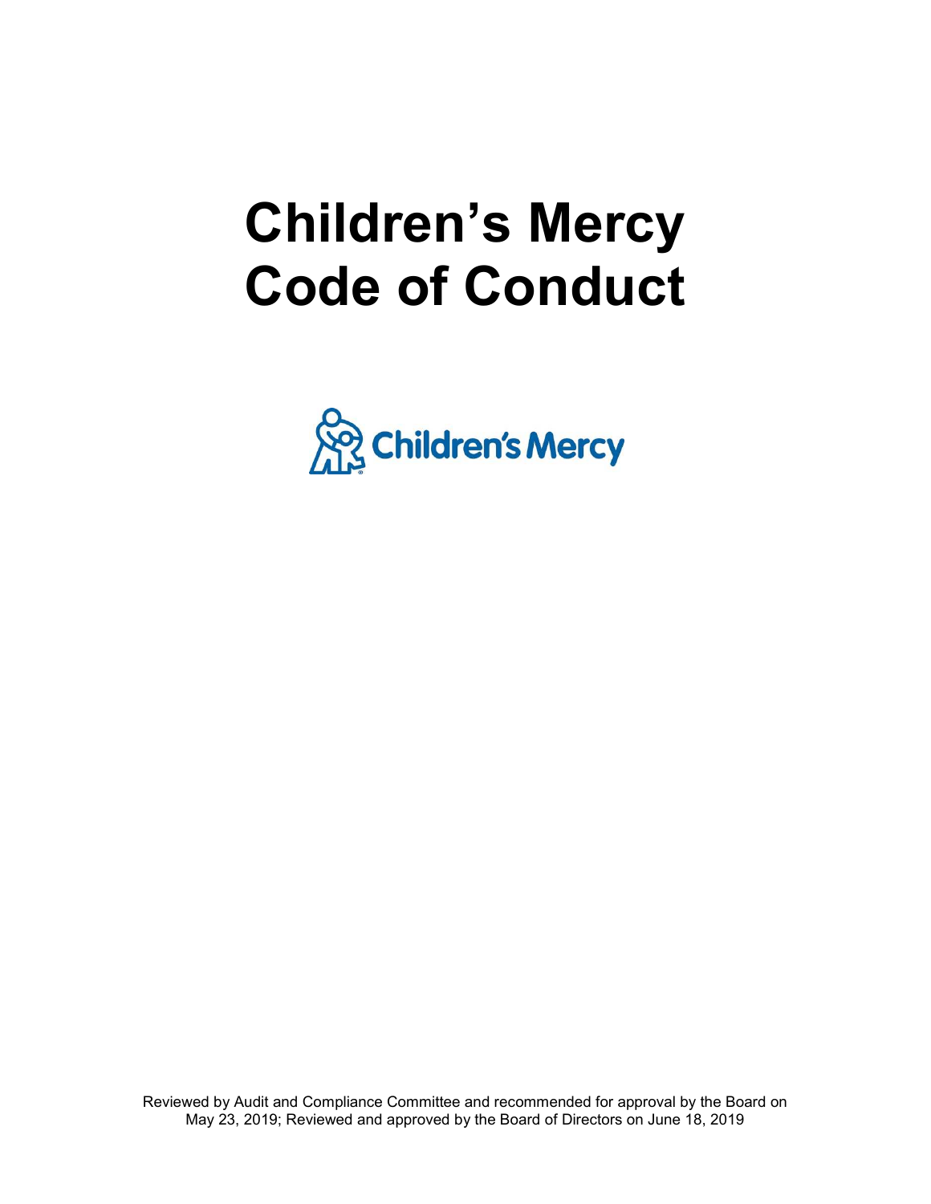# Children's Mercy Code of Conduct

Children's Mercy

Reviewed by Audit and Compliance Committee and recommended for approval by the Board on May 23, 2019; Reviewed and approved by the Board of Directors on June 18, 2019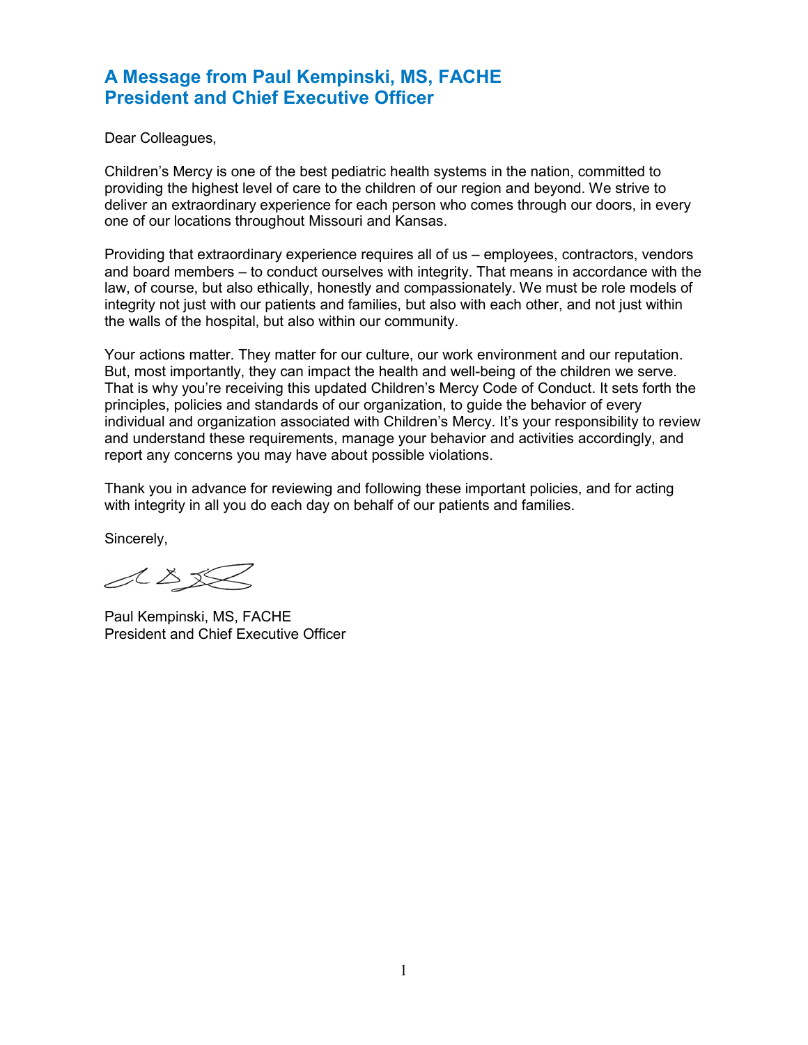## A Message from Paul Kempinski, MS, FACHE
## President and Chief Executive Officer

Dear Colleagues,

Children's Mercy is one of the best pediatric health systems in the nation, committed to providing the highest level of care to the children of our region and beyond. We strive to deliver an extraordinary experience for each person who comes through our doors, in every one of our locations throughout Missouri and Kansas.

Providing that extraordinary experience requires all of us – employees, contractors, vendors and board members – to conduct ourselves with integrity. That means in accordance with the law, of course, but also ethically, honestly and compassionately. We must be role models of integrity not just with our patients and families, but also with each other, and not just within the walls of the hospital, but also within our community.

Your actions matter. They matter for our culture, our work environment and our reputation. But, most importantly, they can impact the health and well-being of the children we serve. That is why you're receiving this updated Children's Mercy Code of Conduct. It sets forth the principles, policies and standards of our organization, to guide the behavior of every individual and organization associated with Children's Mercy. It's your responsibility to review and understand these requirements, manage your behavior and activities accordingly, and report any concerns you may have about possible violations.

Thank you in advance for reviewing and following these important policies, and for acting with integrity in all you do each day on behalf of our patients and families.

Sincerely,

Paul Kempinski, MS, FACHE
President and Chief Executive Officer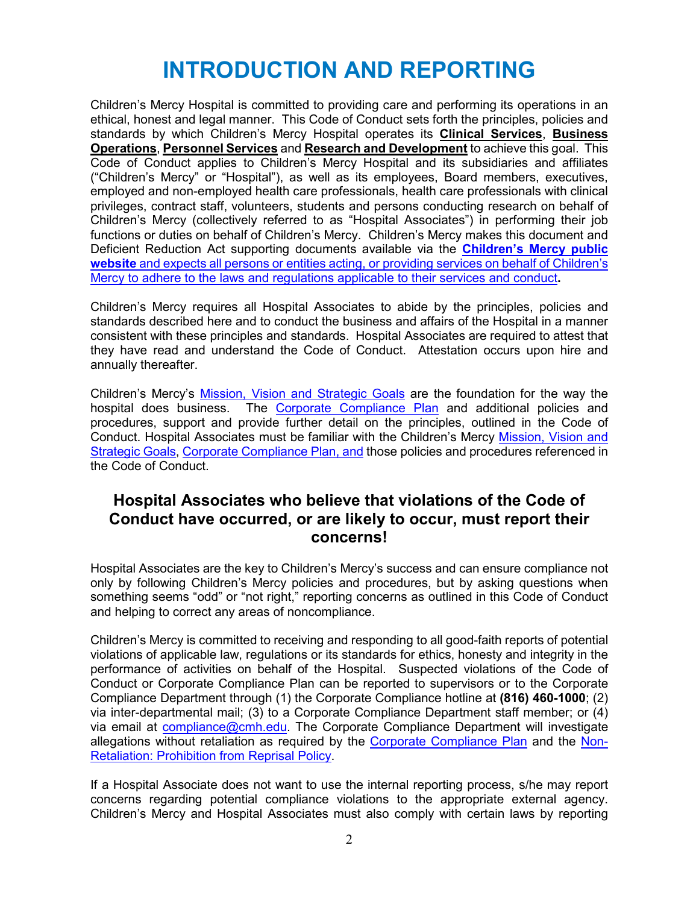# INTRODUCTION AND REPORTING

Children's Mercy Hospital is committed to providing care and performing its operations in an ethical, honest and legal manner. This Code of Conduct sets forth the principles, policies and standards by which Children's Mercy Hospital operates its **Clinical Services**, **Business Operations**, **Personnel Services** and **Research and Development** to achieve this goal. This Code of Conduct applies to Children's Mercy Hospital and its subsidiaries and affiliates ("Children's Mercy" or "Hospital"), as well as its employees, Board members, executives, employed and non-employed health care professionals, health care professionals with clinical privileges, contract staff, volunteers, students and persons conducting research on behalf of Children's Mercy (collectively referred to as "Hospital Associates") in performing their job functions or duties on behalf of Children's Mercy. Children's Mercy makes this document and Deficient Reduction Act supporting documents available via the **Children's Mercy public website** and expects all persons or entities acting, or providing services on behalf of Children's Mercy to adhere to the laws and regulations applicable to their services and conduct**.**

Children's Mercy requires all Hospital Associates to abide by the principles, policies and standards described here and to conduct the business and affairs of the Hospital in a manner consistent with these principles and standards. Hospital Associates are required to attest that they have read and understand the Code of Conduct. Attestation occurs upon hire and annually thereafter.

Children's Mercy's Mission, Vision and Strategic Goals are the foundation for the way the hospital does business. The Corporate Compliance Plan and additional policies and procedures, support and provide further detail on the principles, outlined in the Code of Conduct. Hospital Associates must be familiar with the Children's Mercy Mission, Vision and Strategic Goals, Corporate Compliance Plan, and those policies and procedures referenced in the Code of Conduct.

### Hospital Associates who believe that violations of the Code of Conduct have occurred, or are likely to occur, must report their concerns!

Hospital Associates are the key to Children's Mercy's success and can ensure compliance not only by following Children's Mercy policies and procedures, but by asking questions when something seems "odd" or "not right," reporting concerns as outlined in this Code of Conduct and helping to correct any areas of noncompliance.

Children's Mercy is committed to receiving and responding to all good-faith reports of potential violations of applicable law, regulations or its standards for ethics, honesty and integrity in the performance of activities on behalf of the Hospital. Suspected violations of the Code of Conduct or Corporate Compliance Plan can be reported to supervisors or to the Corporate Compliance Department through (1) the Corporate Compliance hotline at **(816) 460-1000**; (2) via inter-departmental mail; (3) to a Corporate Compliance Department staff member; or (4) via email at compliance@cmh.edu. The Corporate Compliance Department will investigate allegations without retaliation as required by the Corporate Compliance Plan and the Non-Retaliation: Prohibition from Reprisal Policy.

If a Hospital Associate does not want to use the internal reporting process, s/he may report concerns regarding potential compliance violations to the appropriate external agency. Children's Mercy and Hospital Associates must also comply with certain laws by reporting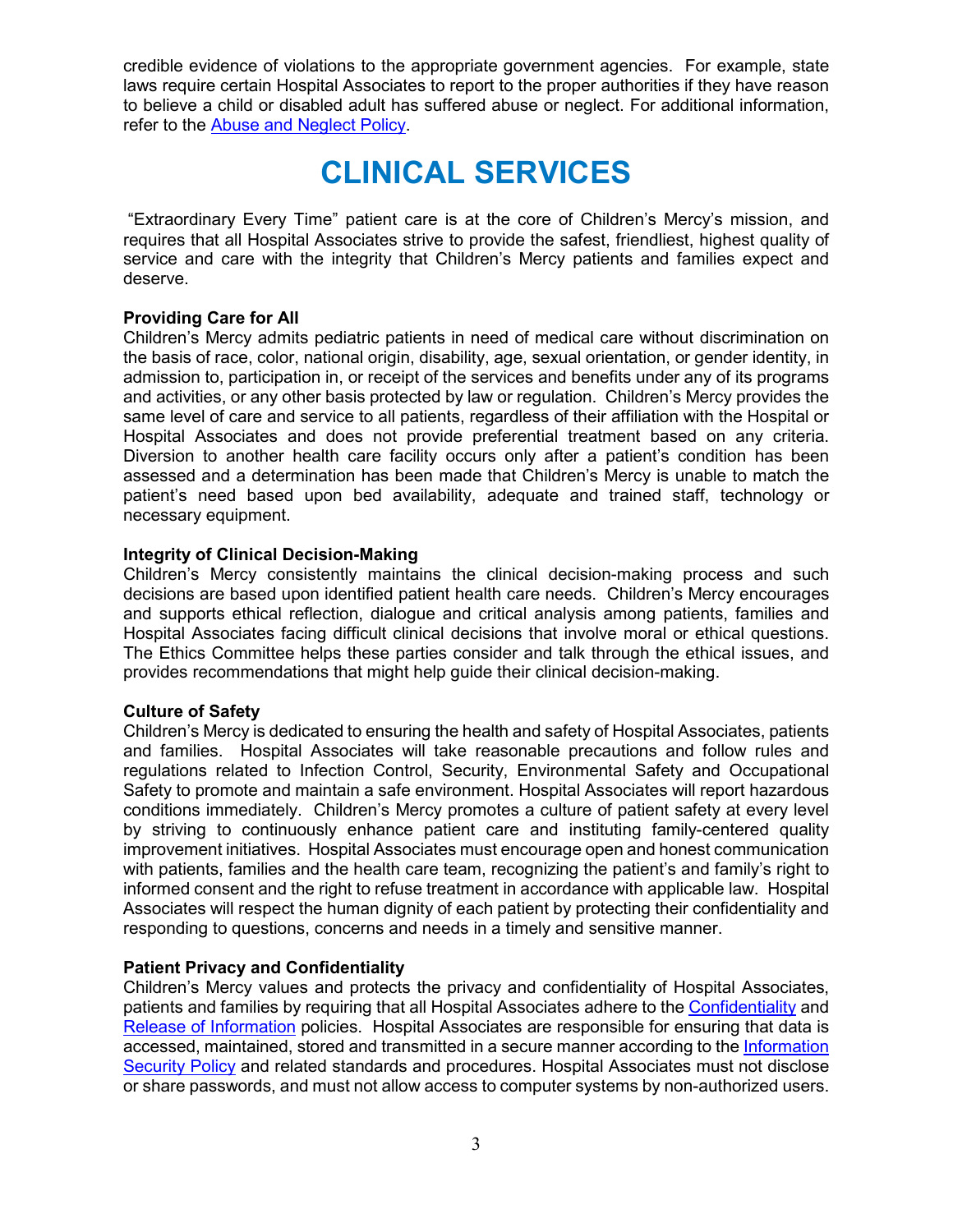credible evidence of violations to the appropriate government agencies. For example, state laws require certain Hospital Associates to report to the proper authorities if they have reason to believe a child or disabled adult has suffered abuse or neglect. For additional information, refer to the Abuse and Neglect Policy.

# CLINICAL SERVICES

"Extraordinary Every Time" patient care is at the core of Children's Mercy's mission, and requires that all Hospital Associates strive to provide the safest, friendliest, highest quality of service and care with the integrity that Children's Mercy patients and families expect and deserve.

**Providing Care for All**
Children's Mercy admits pediatric patients in need of medical care without discrimination on the basis of race, color, national origin, disability, age, sexual orientation, or gender identity, in admission to, participation in, or receipt of the services and benefits under any of its programs and activities, or any other basis protected by law or regulation. Children's Mercy provides the same level of care and service to all patients, regardless of their affiliation with the Hospital or Hospital Associates and does not provide preferential treatment based on any criteria. Diversion to another health care facility occurs only after a patient's condition has been assessed and a determination has been made that Children's Mercy is unable to match the patient's need based upon bed availability, adequate and trained staff, technology or necessary equipment.

**Integrity of Clinical Decision-Making**
Children's Mercy consistently maintains the clinical decision-making process and such decisions are based upon identified patient health care needs. Children's Mercy encourages and supports ethical reflection, dialogue and critical analysis among patients, families and Hospital Associates facing difficult clinical decisions that involve moral or ethical questions. The Ethics Committee helps these parties consider and talk through the ethical issues, and provides recommendations that might help guide their clinical decision-making.

**Culture of Safety**
Children's Mercy is dedicated to ensuring the health and safety of Hospital Associates, patients and families. Hospital Associates will take reasonable precautions and follow rules and regulations related to Infection Control, Security, Environmental Safety and Occupational Safety to promote and maintain a safe environment. Hospital Associates will report hazardous conditions immediately. Children's Mercy promotes a culture of patient safety at every level by striving to continuously enhance patient care and instituting family-centered quality improvement initiatives. Hospital Associates must encourage open and honest communication with patients, families and the health care team, recognizing the patient's and family's right to informed consent and the right to refuse treatment in accordance with applicable law. Hospital Associates will respect the human dignity of each patient by protecting their confidentiality and responding to questions, concerns and needs in a timely and sensitive manner.

**Patient Privacy and Confidentiality**
Children's Mercy values and protects the privacy and confidentiality of Hospital Associates, patients and families by requiring that all Hospital Associates adhere to the Confidentiality and Release of Information policies. Hospital Associates are responsible for ensuring that data is accessed, maintained, stored and transmitted in a secure manner according to the Information Security Policy and related standards and procedures. Hospital Associates must not disclose or share passwords, and must not allow access to computer systems by non-authorized users.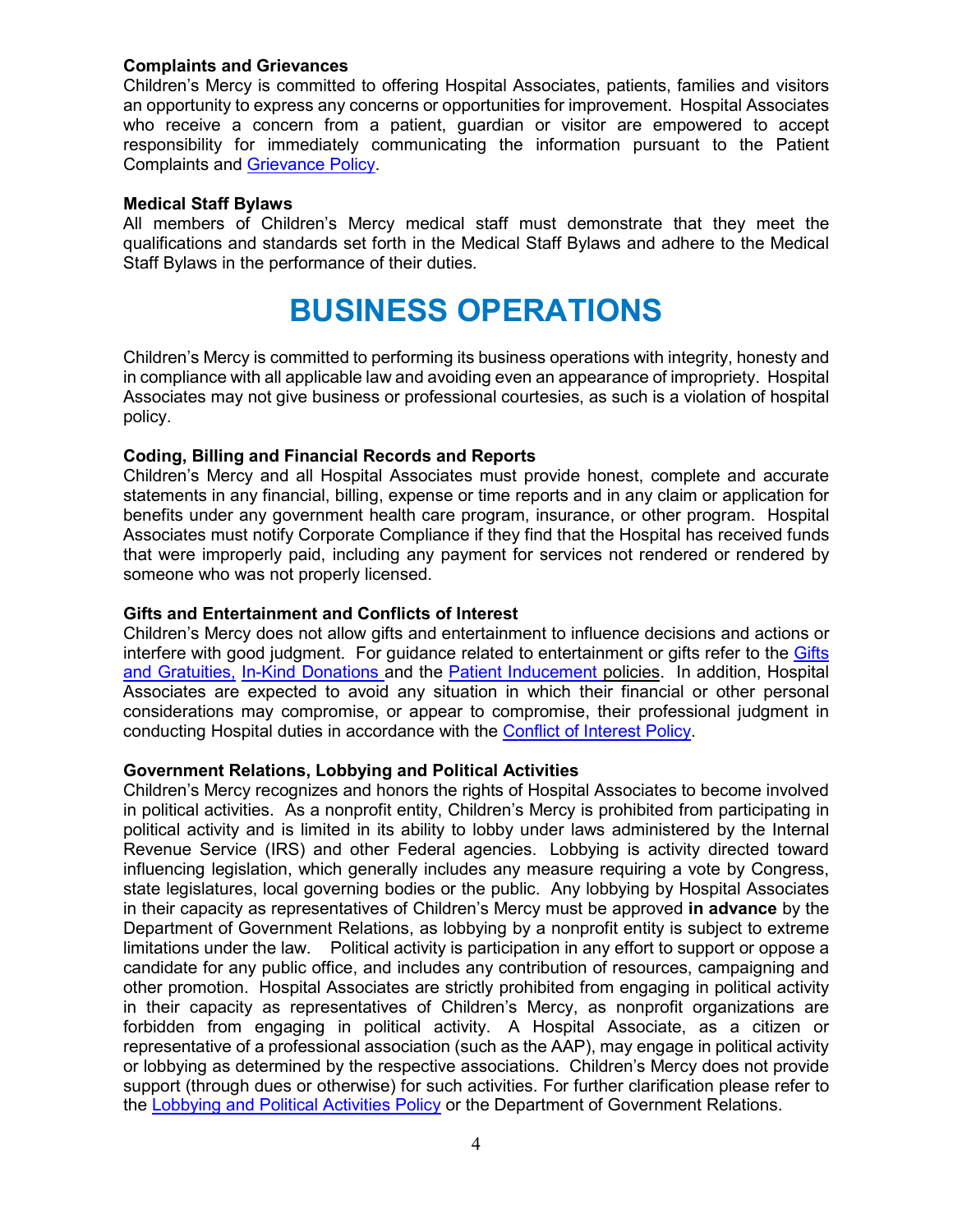### Complaints and Grievances

Children's Mercy is committed to offering Hospital Associates, patients, families and visitors an opportunity to express any concerns or opportunities for improvement. Hospital Associates who receive a concern from a patient, guardian or visitor are empowered to accept responsibility for immediately communicating the information pursuant to the Patient Complaints and Grievance Policy.

### Medical Staff Bylaws

All members of Children's Mercy medical staff must demonstrate that they meet the qualifications and standards set forth in the Medical Staff Bylaws and adhere to the Medical Staff Bylaws in the performance of their duties.

# BUSINESS OPERATIONS

Children's Mercy is committed to performing its business operations with integrity, honesty and in compliance with all applicable law and avoiding even an appearance of impropriety. Hospital Associates may not give business or professional courtesies, as such is a violation of hospital policy.

### Coding, Billing and Financial Records and Reports

Children's Mercy and all Hospital Associates must provide honest, complete and accurate statements in any financial, billing, expense or time reports and in any claim or application for benefits under any government health care program, insurance, or other program. Hospital Associates must notify Corporate Compliance if they find that the Hospital has received funds that were improperly paid, including any payment for services not rendered or rendered by someone who was not properly licensed.

### Gifts and Entertainment and Conflicts of Interest

Children's Mercy does not allow gifts and entertainment to influence decisions and actions or interfere with good judgment. For guidance related to entertainment or gifts refer to the Gifts and Gratuities, In-Kind Donations and the Patient Inducement policies. In addition, Hospital Associates are expected to avoid any situation in which their financial or other personal considerations may compromise, or appear to compromise, their professional judgment in conducting Hospital duties in accordance with the Conflict of Interest Policy.

### Government Relations, Lobbying and Political Activities

Children's Mercy recognizes and honors the rights of Hospital Associates to become involved in political activities. As a nonprofit entity, Children's Mercy is prohibited from participating in political activity and is limited in its ability to lobby under laws administered by the Internal Revenue Service (IRS) and other Federal agencies. Lobbying is activity directed toward influencing legislation, which generally includes any measure requiring a vote by Congress, state legislatures, local governing bodies or the public. Any lobbying by Hospital Associates in their capacity as representatives of Children's Mercy must be approved **in advance** by the Department of Government Relations, as lobbying by a nonprofit entity is subject to extreme limitations under the law. Political activity is participation in any effort to support or oppose a candidate for any public office, and includes any contribution of resources, campaigning and other promotion. Hospital Associates are strictly prohibited from engaging in political activity in their capacity as representatives of Children's Mercy, as nonprofit organizations are forbidden from engaging in political activity. A Hospital Associate, as a citizen or representative of a professional association (such as the AAP), may engage in political activity or lobbying as determined by the respective associations. Children's Mercy does not provide support (through dues or otherwise) for such activities. For further clarification please refer to the Lobbying and Political Activities Policy or the Department of Government Relations.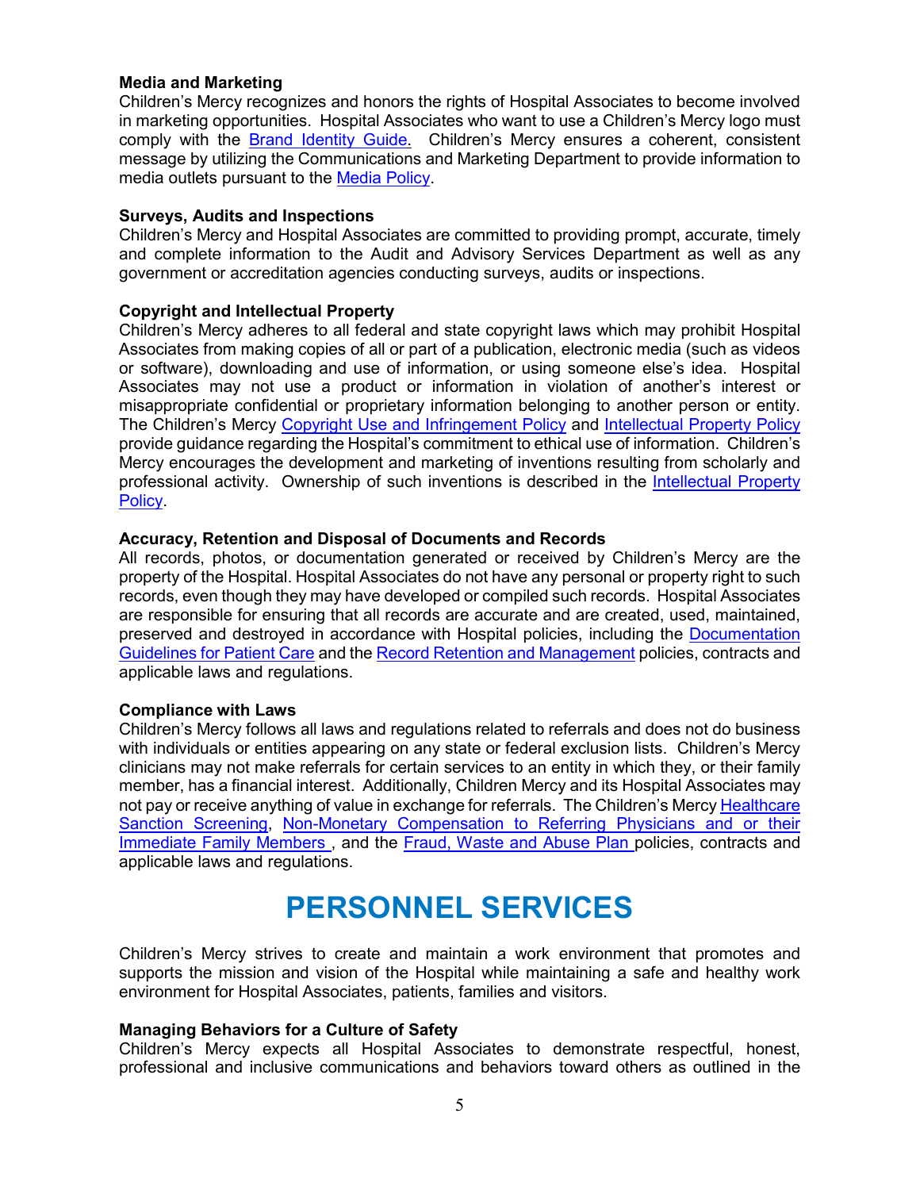**Media and Marketing**
Children's Mercy recognizes and honors the rights of Hospital Associates to become involved in marketing opportunities. Hospital Associates who want to use a Children's Mercy logo must comply with the Brand Identity Guide. Children's Mercy ensures a coherent, consistent message by utilizing the Communications and Marketing Department to provide information to media outlets pursuant to the Media Policy.

**Surveys, Audits and Inspections**
Children's Mercy and Hospital Associates are committed to providing prompt, accurate, timely and complete information to the Audit and Advisory Services Department as well as any government or accreditation agencies conducting surveys, audits or inspections.

**Copyright and Intellectual Property**
Children's Mercy adheres to all federal and state copyright laws which may prohibit Hospital Associates from making copies of all or part of a publication, electronic media (such as videos or software), downloading and use of information, or using someone else's idea. Hospital Associates may not use a product or information in violation of another's interest or misappropriate confidential or proprietary information belonging to another person or entity. The Children's Mercy Copyright Use and Infringement Policy and Intellectual Property Policy provide guidance regarding the Hospital's commitment to ethical use of information. Children's Mercy encourages the development and marketing of inventions resulting from scholarly and professional activity. Ownership of such inventions is described in the Intellectual Property Policy.

**Accuracy, Retention and Disposal of Documents and Records**
All records, photos, or documentation generated or received by Children's Mercy are the property of the Hospital. Hospital Associates do not have any personal or property right to such records, even though they may have developed or compiled such records. Hospital Associates are responsible for ensuring that all records are accurate and are created, used, maintained, preserved and destroyed in accordance with Hospital policies, including the Documentation Guidelines for Patient Care and the Record Retention and Management policies, contracts and applicable laws and regulations.

**Compliance with Laws**
Children's Mercy follows all laws and regulations related to referrals and does not do business with individuals or entities appearing on any state or federal exclusion lists. Children's Mercy clinicians may not make referrals for certain services to an entity in which they, or their family member, has a financial interest. Additionally, Children Mercy and its Hospital Associates may not pay or receive anything of value in exchange for referrals. The Children's Mercy Healthcare Sanction Screening, Non-Monetary Compensation to Referring Physicians and or their Immediate Family Members , and the Fraud, Waste and Abuse Plan policies, contracts and applicable laws and regulations.

# PERSONNEL SERVICES

Children's Mercy strives to create and maintain a work environment that promotes and supports the mission and vision of the Hospital while maintaining a safe and healthy work environment for Hospital Associates, patients, families and visitors.

**Managing Behaviors for a Culture of Safety**
Children's Mercy expects all Hospital Associates to demonstrate respectful, honest, professional and inclusive communications and behaviors toward others as outlined in the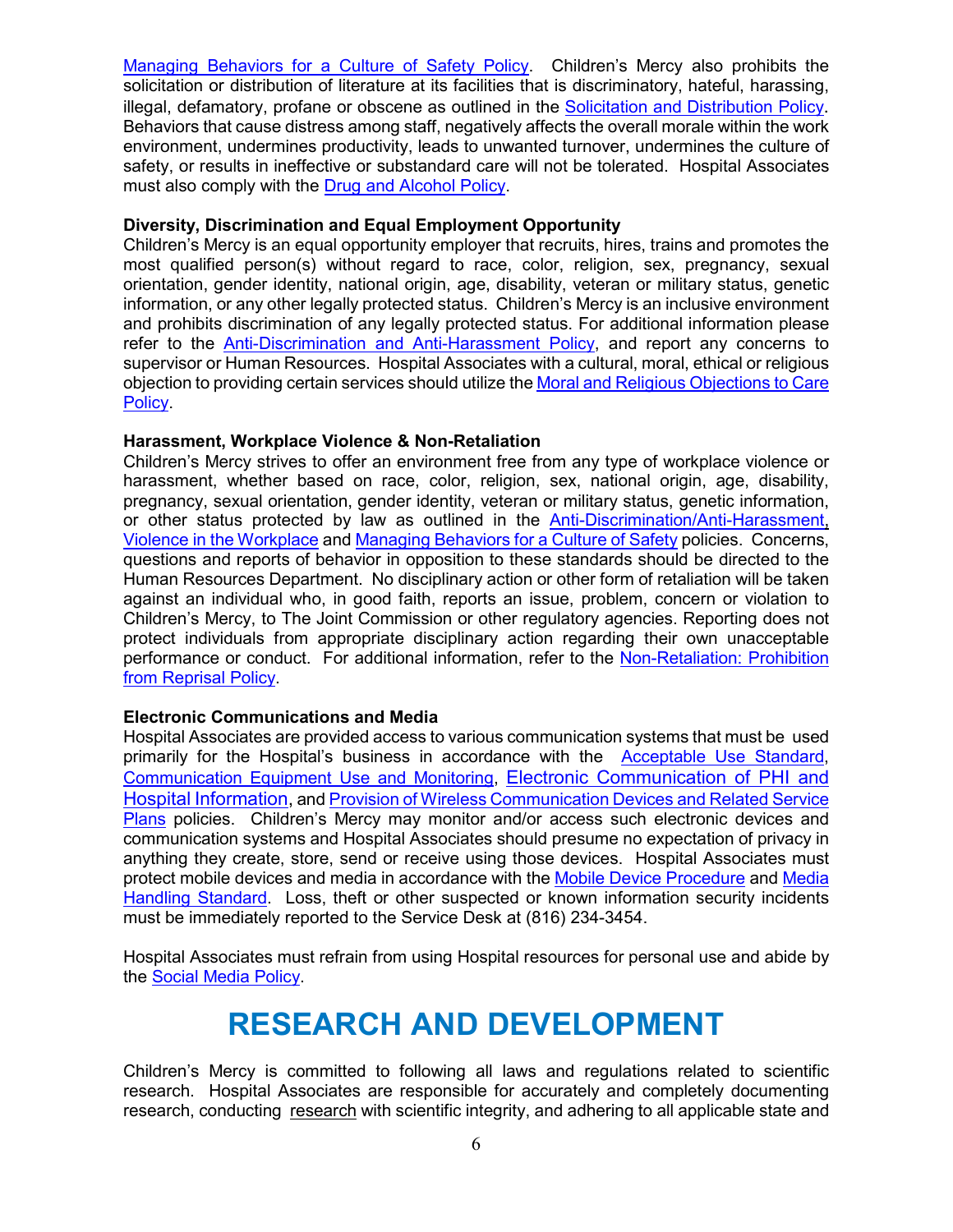Managing Behaviors for a Culture of Safety Policy. Children's Mercy also prohibits the solicitation or distribution of literature at its facilities that is discriminatory, hateful, harassing, illegal, defamatory, profane or obscene as outlined in the Solicitation and Distribution Policy. Behaviors that cause distress among staff, negatively affects the overall morale within the work environment, undermines productivity, leads to unwanted turnover, undermines the culture of safety, or results in ineffective or substandard care will not be tolerated. Hospital Associates must also comply with the Drug and Alcohol Policy.

**Diversity, Discrimination and Equal Employment Opportunity**
Children's Mercy is an equal opportunity employer that recruits, hires, trains and promotes the most qualified person(s) without regard to race, color, religion, sex, pregnancy, sexual orientation, gender identity, national origin, age, disability, veteran or military status, genetic information, or any other legally protected status. Children's Mercy is an inclusive environment and prohibits discrimination of any legally protected status. For additional information please refer to the Anti-Discrimination and Anti-Harassment Policy, and report any concerns to supervisor or Human Resources. Hospital Associates with a cultural, moral, ethical or religious objection to providing certain services should utilize the Moral and Religious Objections to Care Policy.

**Harassment, Workplace Violence & Non-Retaliation**
Children's Mercy strives to offer an environment free from any type of workplace violence or harassment, whether based on race, color, religion, sex, national origin, age, disability, pregnancy, sexual orientation, gender identity, veteran or military status, genetic information, or other status protected by law as outlined in the Anti-Discrimination/Anti-Harassment, Violence in the Workplace and Managing Behaviors for a Culture of Safety policies. Concerns, questions and reports of behavior in opposition to these standards should be directed to the Human Resources Department. No disciplinary action or other form of retaliation will be taken against an individual who, in good faith, reports an issue, problem, concern or violation to Children's Mercy, to The Joint Commission or other regulatory agencies. Reporting does not protect individuals from appropriate disciplinary action regarding their own unacceptable performance or conduct. For additional information, refer to the Non-Retaliation: Prohibition from Reprisal Policy.

**Electronic Communications and Media**
Hospital Associates are provided access to various communication systems that must be used primarily for the Hospital's business in accordance with the Acceptable Use Standard, Communication Equipment Use and Monitoring, Electronic Communication of PHI and Hospital Information, and Provision of Wireless Communication Devices and Related Service Plans policies. Children's Mercy may monitor and/or access such electronic devices and communication systems and Hospital Associates should presume no expectation of privacy in anything they create, store, send or receive using those devices. Hospital Associates must protect mobile devices and media in accordance with the Mobile Device Procedure and Media Handling Standard. Loss, theft or other suspected or known information security incidents must be immediately reported to the Service Desk at (816) 234-3454.

Hospital Associates must refrain from using Hospital resources for personal use and abide by the Social Media Policy.

# RESEARCH AND DEVELOPMENT

Children's Mercy is committed to following all laws and regulations related to scientific research. Hospital Associates are responsible for accurately and completely documenting research, conducting research with scientific integrity, and adhering to all applicable state and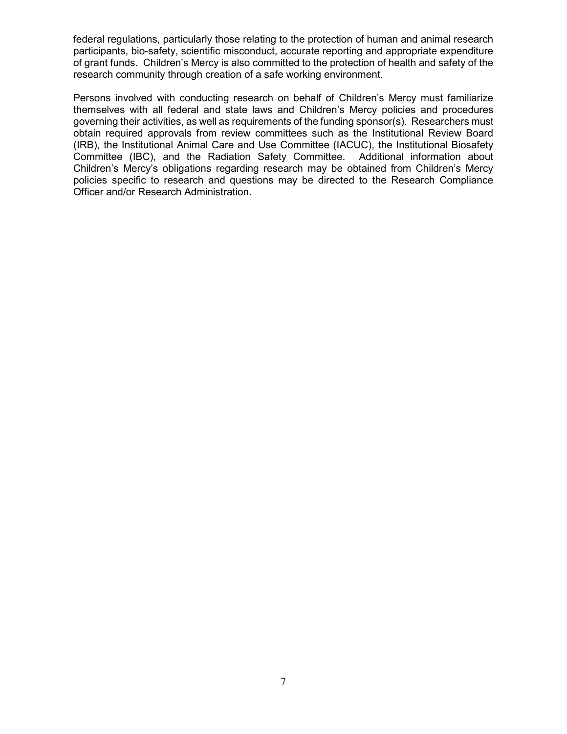federal regulations, particularly those relating to the protection of human and animal research participants, bio-safety, scientific misconduct, accurate reporting and appropriate expenditure of grant funds. Children's Mercy is also committed to the protection of health and safety of the research community through creation of a safe working environment.

Persons involved with conducting research on behalf of Children's Mercy must familiarize themselves with all federal and state laws and Children's Mercy policies and procedures governing their activities, as well as requirements of the funding sponsor(s). Researchers must obtain required approvals from review committees such as the Institutional Review Board (IRB), the Institutional Animal Care and Use Committee (IACUC), the Institutional Biosafety Committee (IBC), and the Radiation Safety Committee. Additional information about Children's Mercy's obligations regarding research may be obtained from Children's Mercy policies specific to research and questions may be directed to the Research Compliance Officer and/or Research Administration.